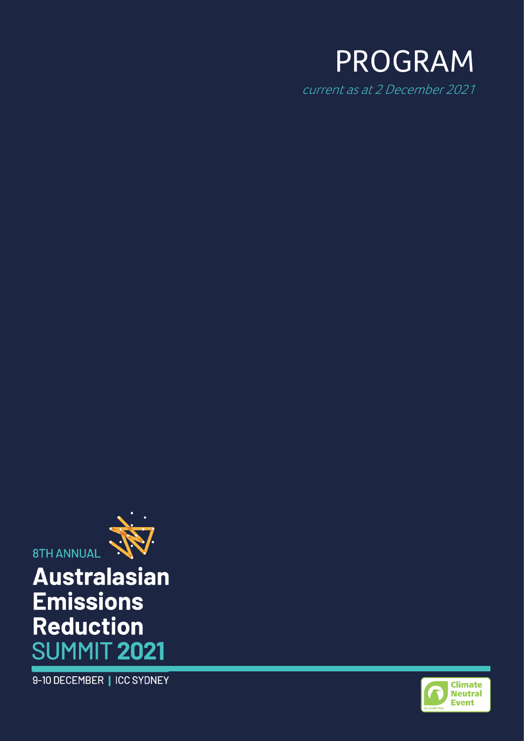# PROGRAM

*current as at 2 December 2021*

8TH ANNUAL

## Australasian Emissions Reduction SUMMIT 2021

9-10 DECEMBER | ICC SYDNEY

Climate Neutral Event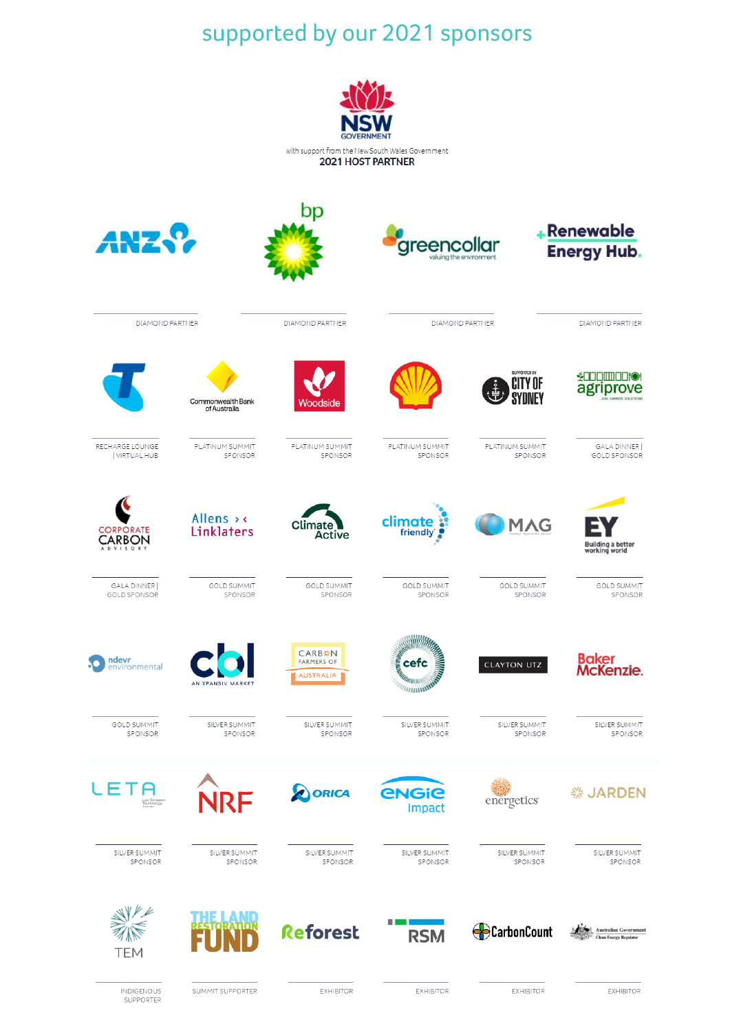## supported by our 2021 sponsors

NSW GOVERNMENT

with support from the New South Wales Government

**2021 HOST PARTNER**

| Sponsor | Level |
|---|---|
| ANZ | DIAMOND PARTNER |
| bp | DIAMOND PARTNER |
| greencollar – valuing the environment | DIAMOND PARTNER |
| Renewable Energy Hub. | DIAMOND PARTNER |
| Telstra | RECHARGE LOUNGE \| VIRTUAL HUB |
| Commonwealth Bank of Australia | PLATINUM SUMMIT SPONSOR |
| Woodside | PLATINUM SUMMIT SPONSOR |
| Shell | PLATINUM SUMMIT SPONSOR |
| Supported by City of Sydney | PLATINUM SUMMIT SPONSOR |
| agriprove – soil carbon solutions | GALA DINNER \| GOLD SPONSOR |
| Corporate Carbon Advisory | GALA DINNER \| GOLD SPONSOR |
| Allens > < Linklaters | GOLD SUMMIT SPONSOR |
| Climate Active | GOLD SUMMIT SPONSOR |
| climate friendly | GOLD SUMMIT SPONSOR |
| MAG – Market Advisory Group | GOLD SUMMIT SPONSOR |
| EY – Building a better working world | GOLD SUMMIT SPONSOR |
| ndevr environmental | GOLD SUMMIT SPONSOR |
| cbl – An Xpansiv Market | SILVER SUMMIT SPONSOR |
| Carbon Farmers of Australia | SILVER SUMMIT SPONSOR |
| cefc | SILVER SUMMIT SPONSOR |
| Clayton Utz | SILVER SUMMIT SPONSOR |
| Baker McKenzie. | SILVER SUMMIT SPONSOR |
| LETA – Low Emission Technology Australia | SILVER SUMMIT SPONSOR |
| NRF | SILVER SUMMIT SPONSOR |
| Orica | SILVER SUMMIT SPONSOR |
| ENGIE Impact | SILVER SUMMIT SPONSOR |
| energetics | SILVER SUMMIT SPONSOR |
| Jarden | SILVER SUMMIT SPONSOR |
| TEM | INDIGENOUS SUPPORTER |
| The Land Restoration Fund | SUMMIT SUPPORTER |
| Reforest | EXHIBITOR |
| RSM | EXHIBITOR |
| CarbonCount | EXHIBITOR |
| Australian Government Clean Energy Regulator | EXHIBITOR |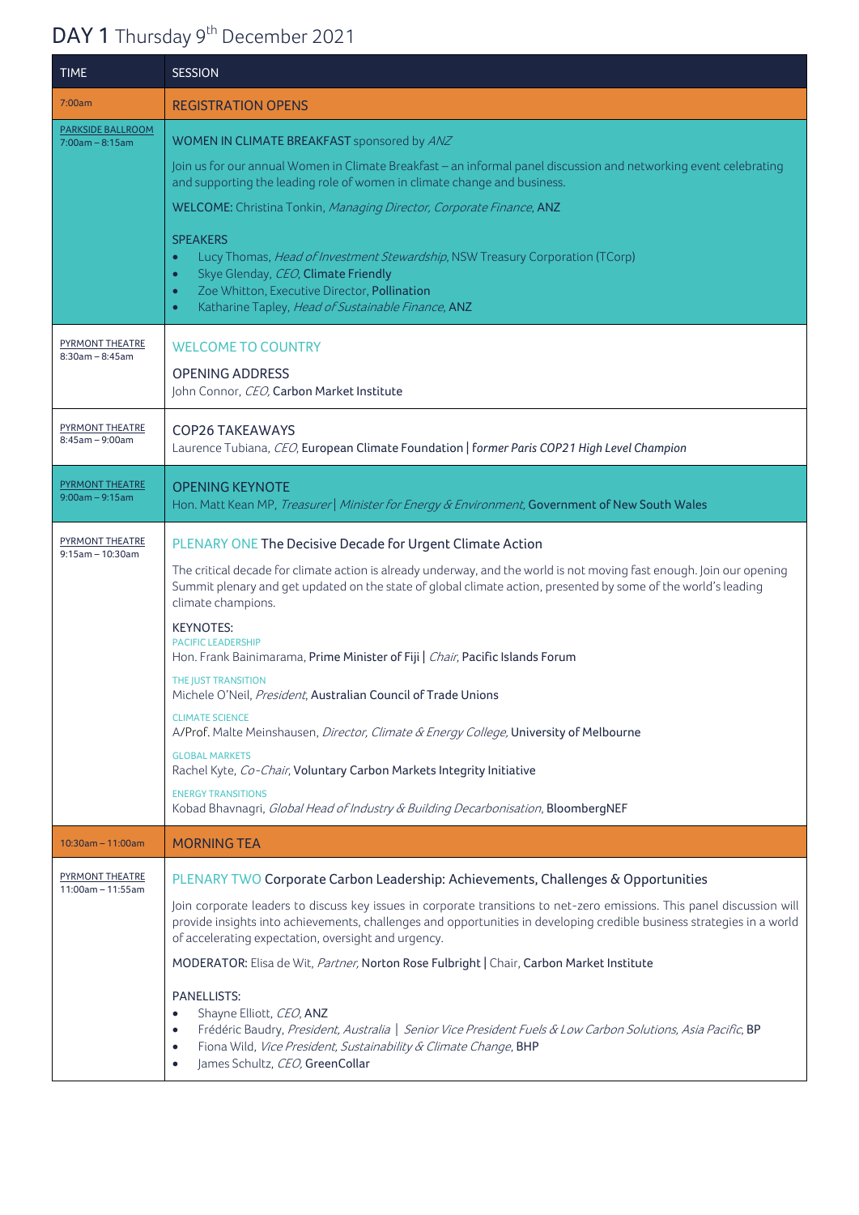# DAY 1 Thursday 9th December 2021

| TIME | SESSION |
|---|---|
| 7:00am | REGISTRATION OPENS |
| PARKSIDE BALLROOM 7:00am – 8:15am | WOMEN IN CLIMATE BREAKFAST sponsored by *ANZ*<br><br>Join us for our annual Women in Climate Breakfast – an informal panel discussion and networking event celebrating and supporting the leading role of women in climate change and business.<br><br>WELCOME: Christina Tonkin, *Managing Director, Corporate Finance*, ANZ<br><br>SPEAKERS<br>• Lucy Thomas, *Head of Investment Stewardship*, NSW Treasury Corporation (TCorp)<br>• Skye Glenday, *CEO*, Climate Friendly<br>• Zoe Whitton, Executive Director, Pollination<br>• Katharine Tapley, *Head of Sustainable Finance*, ANZ |
| PYRMONT THEATRE 8:30am – 8:45am | WELCOME TO COUNTRY<br><br>OPENING ADDRESS<br>John Connor, *CEO*, Carbon Market Institute |
| PYRMONT THEATRE 8:45am – 9:00am | COP26 TAKEAWAYS<br>Laurence Tubiana, *CEO*, European Climate Foundation \| *former Paris COP21 High Level Champion* |
| PYRMONT THEATRE 9:00am – 9:15am | OPENING KEYNOTE<br>Hon. Matt Kean MP, *Treasurer \| Minister for Energy & Environment*, Government of New South Wales |
| PYRMONT THEATRE 9:15am – 10:30am | PLENARY ONE The Decisive Decade for Urgent Climate Action<br><br>The critical decade for climate action is already underway, and the world is not moving fast enough. Join our opening Summit plenary and get updated on the state of global climate action, presented by some of the world's leading climate champions.<br><br>KEYNOTES:<br>PACIFIC LEADERSHIP<br>Hon. Frank Bainimarama, Prime Minister of Fiji \| *Chair*, Pacific Islands Forum<br><br>THE JUST TRANSITION<br>Michele O'Neil, *President*, Australian Council of Trade Unions<br><br>CLIMATE SCIENCE<br>A/Prof. Malte Meinshausen, *Director, Climate & Energy College*, University of Melbourne<br><br>GLOBAL MARKETS<br>Rachel Kyte, *Co-Chair*, Voluntary Carbon Markets Integrity Initiative<br><br>ENERGY TRANSITIONS<br>Kobad Bhavnagri, *Global Head of Industry & Building Decarbonisation*, BloombergNEF |
| 10:30am – 11:00am | MORNING TEA |
| PYRMONT THEATRE 11:00am – 11:55am | PLENARY TWO Corporate Carbon Leadership: Achievements, Challenges & Opportunities<br><br>Join corporate leaders to discuss key issues in corporate transitions to net-zero emissions. This panel discussion will provide insights into achievements, challenges and opportunities in developing credible business strategies in a world of accelerating expectation, oversight and urgency.<br><br>MODERATOR: Elisa de Wit, *Partner*, Norton Rose Fulbright \| Chair, Carbon Market Institute<br><br>PANELLISTS:<br>• Shayne Elliott, *CEO*, ANZ<br>• Frédéric Baudry, *President, Australia \| Senior Vice President Fuels & Low Carbon Solutions, Asia Pacific*, BP<br>• Fiona Wild, *Vice President, Sustainability & Climate Change*, BHP<br>• James Schultz, *CEO*, GreenCollar |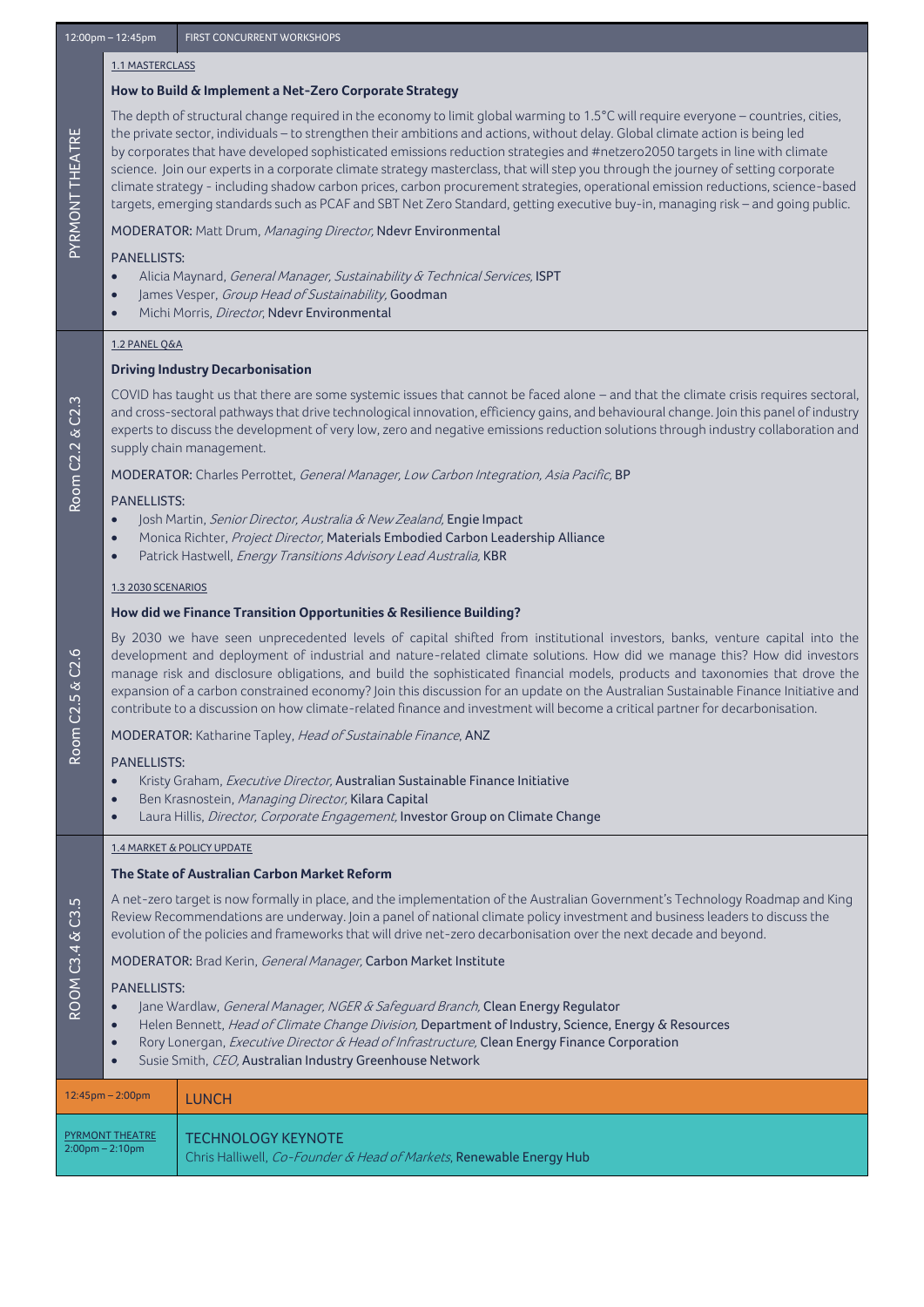**12:00pm – 12:45pm** | **FIRST CONCURRENT WORKSHOPS**

**PYRMONT THEATRE**

1.1 MASTERCLASS

### How to Build & Implement a Net-Zero Corporate Strategy

The depth of structural change required in the economy to limit global warming to 1.5°C will require everyone – countries, cities, the private sector, individuals – to strengthen their ambitions and actions, without delay. Global climate action is being led by corporates that have developed sophisticated emissions reduction strategies and #netzero2050 targets in line with climate science. Join our experts in a corporate climate strategy masterclass, that will step you through the journey of setting corporate climate strategy - including shadow carbon prices, carbon procurement strategies, operational emission reductions, science-based targets, emerging standards such as PCAF and SBT Net Zero Standard, getting executive buy-in, managing risk – and going public.

MODERATOR: Matt Drum, *Managing Director,* Ndevr Environmental

PANELLISTS:

- Alicia Maynard, *General Manager, Sustainability & Technical Services,* ISPT
- James Vesper, *Group Head of Sustainability,* Goodman
- Michi Morris, *Director*, Ndevr Environmental

**Room C2.2 & C2.3**

1.2 PANEL Q&A

### Driving Industry Decarbonisation

COVID has taught us that there are some systemic issues that cannot be faced alone – and that the climate crisis requires sectoral, and cross-sectoral pathways that drive technological innovation, efficiency gains, and behavioural change. Join this panel of industry experts to discuss the development of very low, zero and negative emissions reduction solutions through industry collaboration and supply chain management.

MODERATOR: Charles Perrottet, *General Manager, Low Carbon Integration, Asia Pacific,* BP

PANELLISTS:

- Josh Martin, *Senior Director, Australia & New Zealand,* Engie Impact
- Monica Richter, *Project Director,* Materials Embodied Carbon Leadership Alliance
- Patrick Hastwell, *Energy Transitions Advisory Lead Australia,* KBR

**Room C2.5 & C2.6**

1.3 2030 SCENARIOS

### How did we Finance Transition Opportunities & Resilience Building?

By 2030 we have seen unprecedented levels of capital shifted from institutional investors, banks, venture capital into the development and deployment of industrial and nature-related climate solutions. How did we manage this? How did investors manage risk and disclosure obligations, and build the sophisticated financial models, products and taxonomies that drove the expansion of a carbon constrained economy? Join this discussion for an update on the Australian Sustainable Finance Initiative and contribute to a discussion on how climate-related finance and investment will become a critical partner for decarbonisation.

MODERATOR: Katharine Tapley, *Head of Sustainable Finance*, ANZ

PANELLISTS:

- Kristy Graham, *Executive Director,* Australian Sustainable Finance Initiative
- Ben Krasnostein, *Managing Director,* Kilara Capital
- Laura Hillis, *Director, Corporate Engagement,* Investor Group on Climate Change

**ROOM C3.4 & C3.5**

1.4 MARKET & POLICY UPDATE

### The State of Australian Carbon Market Reform

A net-zero target is now formally in place, and the implementation of the Australian Government's Technology Roadmap and King Review Recommendations are underway. Join a panel of national climate policy investment and business leaders to discuss the evolution of the policies and frameworks that will drive net-zero decarbonisation over the next decade and beyond.

MODERATOR: Brad Kerin, *General Manager,* Carbon Market Institute

PANELLISTS:

- Jane Wardlaw, *General Manager, NGER & Safeguard Branch,* Clean Energy Regulator
- Helen Bennett, *Head of Climate Change Division,* Department of Industry, Science, Energy & Resources
- Rory Lonergan, *Executive Director & Head of Infrastructure,* Clean Energy Finance Corporation
- Susie Smith, *CEO,* Australian Industry Greenhouse Network

**12:45pm – 2:00pm** | **LUNCH**

**PYRMONT THEATRE 2:00pm – 2:10pm** | **TECHNOLOGY KEYNOTE**

Chris Halliwell, *Co-Founder & Head of Markets*, Renewable Energy Hub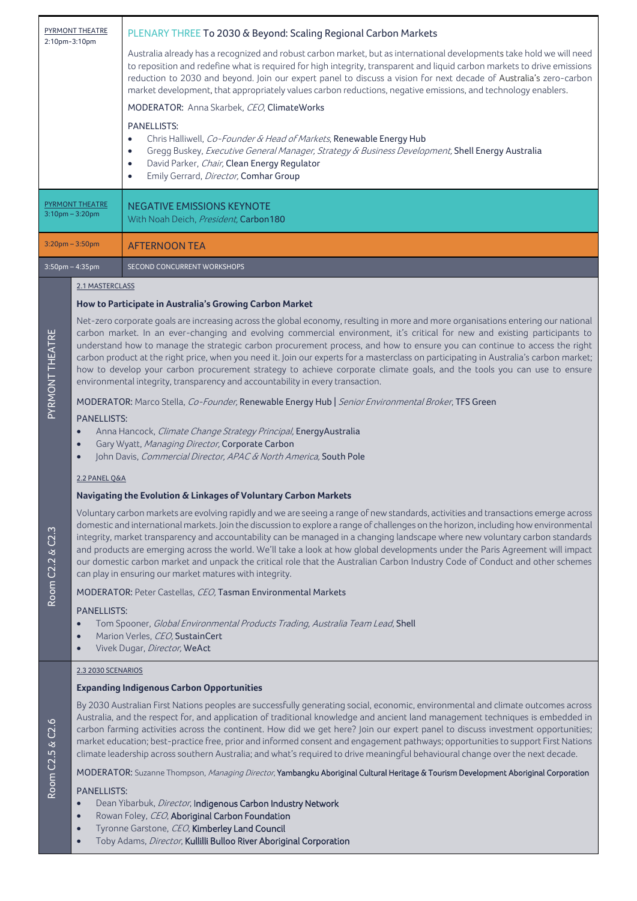**PYRMONT THEATRE**
2:10pm-3:10pm

## PLENARY THREE To 2030 & Beyond: Scaling Regional Carbon Markets

Australia already has a recognized and robust carbon market, but as international developments take hold we will need to reposition and redefine what is required for high integrity, transparent and liquid carbon markets to drive emissions reduction to 2030 and beyond. Join our expert panel to discuss a vision for next decade of Australia's zero-carbon market development, that appropriately values carbon reductions, negative emissions, and technology enablers.

MODERATOR: Anna Skarbek, *CEO*, ClimateWorks

PANELLISTS:

- Chris Halliwell, *Co-Founder & Head of Markets*, Renewable Energy Hub
- Gregg Buskey, *Executive General Manager, Strategy & Business Development*, Shell Energy Australia
- David Parker, *Chair*, Clean Energy Regulator
- Emily Gerrard, *Director*, Comhar Group

**PYRMONT THEATRE**
3:10pm – 3:20pm

## NEGATIVE EMISSIONS KEYNOTE

With Noah Deich, *President*, Carbon180

3:20pm – 3:50pm

## AFTERNOON TEA

3:50pm – 4:35pm

## SECOND CONCURRENT WORKSHOPS

**PYRMONT THEATRE**

2.1 MASTERCLASS

### How to Participate in Australia's Growing Carbon Market

Net-zero corporate goals are increasing across the global economy, resulting in more and more organisations entering our national carbon market. In an ever-changing and evolving commercial environment, it's critical for new and existing participants to understand how to manage the strategic carbon procurement process, and how to ensure you can continue to access the right carbon product at the right price, when you need it. Join our experts for a masterclass on participating in Australia's carbon market; how to develop your carbon procurement strategy to achieve corporate climate goals, and the tools you can use to ensure environmental integrity, transparency and accountability in every transaction.

MODERATOR: Marco Stella, *Co-Founder*, Renewable Energy Hub | *Senior Environmental Broker*, TFS Green

PANELLISTS:

- Anna Hancock, *Climate Change Strategy Principal*, EnergyAustralia
- Gary Wyatt, *Managing Director*, Corporate Carbon
- John Davis, *Commercial Director, APAC & North America*, South Pole

**Room C2.2 & C2.3**

2.2 PANEL Q&A

### Navigating the Evolution & Linkages of Voluntary Carbon Markets

Voluntary carbon markets are evolving rapidly and we are seeing a range of new standards, activities and transactions emerge across domestic and international markets. Join the discussion to explore a range of challenges on the horizon, including how environmental integrity, market transparency and accountability can be managed in a changing landscape where new voluntary carbon standards and products are emerging across the world. We'll take a look at how global developments under the Paris Agreement will impact our domestic carbon market and unpack the critical role that the Australian Carbon Industry Code of Conduct and other schemes can play in ensuring our market matures with integrity.

MODERATOR: Peter Castellas, *CEO*, Tasman Environmental Markets

PANELLISTS:

- Tom Spooner, *Global Environmental Products Trading, Australia Team Lead*, Shell
- Marion Verles, *CEO*, SustainCert
- Vivek Dugar, *Director*, WeAct

**Room C2.5 & C2.6**

2.3 2030 SCENARIOS

### Expanding Indigenous Carbon Opportunities

By 2030 Australian First Nations peoples are successfully generating social, economic, environmental and climate outcomes across Australia, and the respect for, and application of traditional knowledge and ancient land management techniques is embedded in carbon farming activities across the continent. How did we get here? Join our expert panel to discuss investment opportunities; market education; best-practice free, prior and informed consent and engagement pathways; opportunities to support First Nations climate leadership across southern Australia; and what's required to drive meaningful behavioural change over the next decade.

MODERATOR: Suzanne Thompson, *Managing Director*, Yambangku Aboriginal Cultural Heritage & Tourism Development Aboriginal Corporation

PANELLISTS:

- Dean Yibarbuk, *Director*, Indigenous Carbon Industry Network
- Rowan Foley, *CEO*, Aboriginal Carbon Foundation
- Tyronne Garstone, *CEO*, Kimberley Land Council
- Toby Adams, *Director*, Kullilli Bulloo River Aboriginal Corporation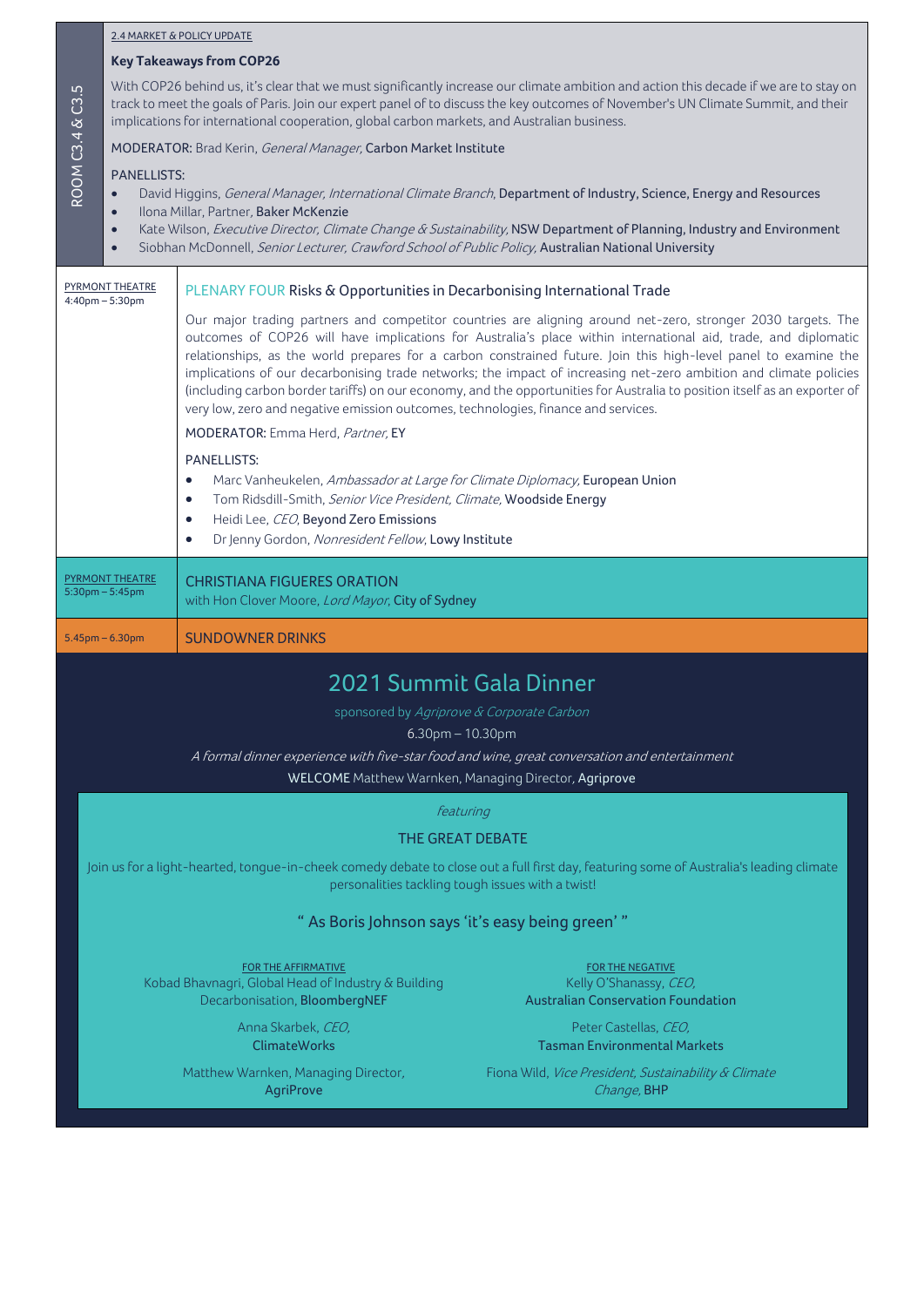**ROOM C3.4 & C3.5**

2.4 MARKET & POLICY UPDATE

**Key Takeaways from COP26**

With COP26 behind us, it's clear that we must significantly increase our climate ambition and action this decade if we are to stay on track to meet the goals of Paris. Join our expert panel of to discuss the key outcomes of November's UN Climate Summit, and their implications for international cooperation, global carbon markets, and Australian business.

MODERATOR: Brad Kerin, *General Manager,* Carbon Market Institute

PANELLISTS:

- David Higgins, *General Manager, International Climate Branch*, Department of Industry, Science, Energy and Resources
- Ilona Millar, Partner, Baker McKenzie
- Kate Wilson, *Executive Director, Climate Change & Sustainability,* NSW Department of Planning, Industry and Environment
- Siobhan McDonnell, *Senior Lecturer, Crawford School of Public Policy,* Australian National University

---

PYRMONT THEATRE
4:40pm – 5:30pm

**PLENARY FOUR Risks & Opportunities in Decarbonising International Trade**

Our major trading partners and competitor countries are aligning around net-zero, stronger 2030 targets. The outcomes of COP26 will have implications for Australia's place within international aid, trade, and diplomatic relationships, as the world prepares for a carbon constrained future. Join this high-level panel to examine the implications of our decarbonising trade networks; the impact of increasing net-zero ambition and climate policies (including carbon border tariffs) on our economy, and the opportunities for Australia to position itself as an exporter of very low, zero and negative emission outcomes, technologies, finance and services.

MODERATOR: Emma Herd, *Partner,* EY

PANELLISTS:

- Marc Vanheukelen, *Ambassador at Large for Climate Diplomacy,* European Union
- Tom Ridsdill-Smith, *Senior Vice President, Climate,* Woodside Energy
- Heidi Lee, *CEO,* Beyond Zero Emissions
- Dr Jenny Gordon, *Nonresident Fellow*, Lowy Institute

---

PYRMONT THEATRE
5:30pm – 5:45pm

**CHRISTIANA FIGUERES ORATION**
with Hon Clover Moore, *Lord Mayor*, City of Sydney

---

5.45pm – 6.30pm

**SUNDOWNER DRINKS**

---

# 2021 Summit Gala Dinner

sponsored by *Agriprove & Corporate Carbon*

6.30pm – 10.30pm

*A formal dinner experience with five-star food and wine, great conversation and entertainment*

WELCOME Matthew Warnken, Managing Director, Agriprove

*featuring*

## THE GREAT DEBATE

Join us for a light-hearted, tongue-in-cheek comedy debate to close out a full first day, featuring some of Australia's leading climate personalities tackling tough issues with a twist!

**" As Boris Johnson says 'it's easy being green' "**

| FOR THE AFFIRMATIVE | FOR THE NEGATIVE |
|---|---|
| Kobad Bhavnagri, Global Head of Industry & Building Decarbonisation, BloombergNEF | Kelly O'Shanassy, *CEO,* Australian Conservation Foundation |
| Anna Skarbek, *CEO,* ClimateWorks | Peter Castellas, *CEO,* Tasman Environmental Markets |
| Matthew Warnken, Managing Director, AgriProve | Fiona Wild, *Vice President, Sustainability & Climate Change,* BHP |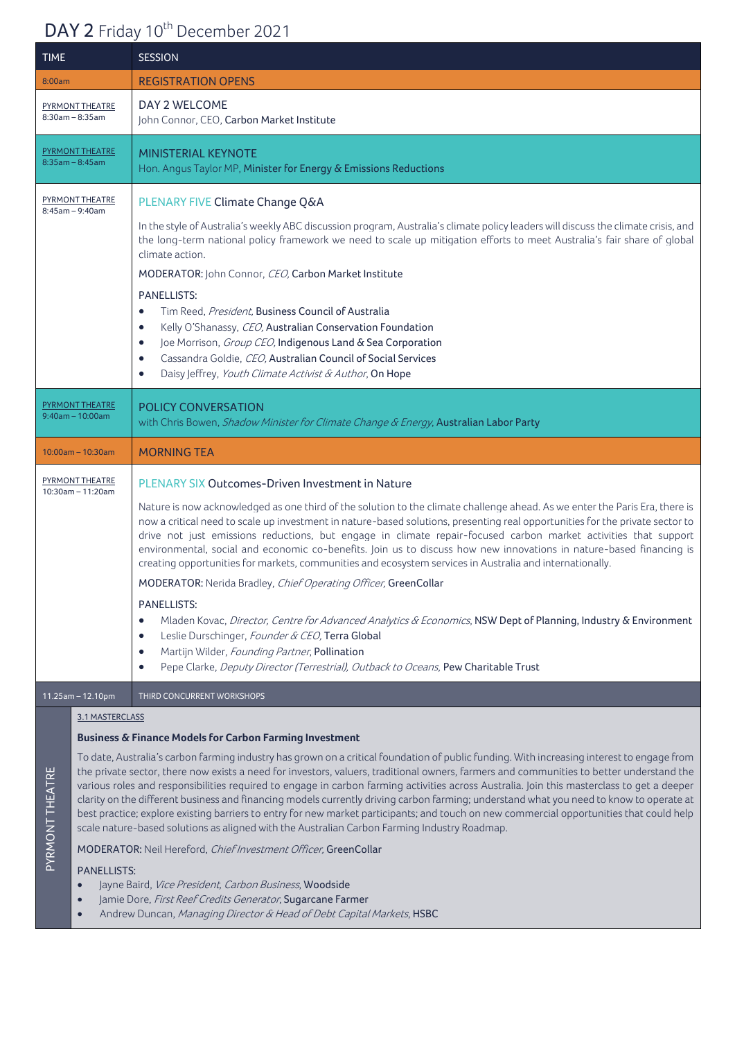# DAY 2 Friday 10th December 2021

| TIME | SESSION |
|---|---|
| 8:00am | REGISTRATION OPENS |
| PYRMONT THEATRE 8:30am – 8:35am | **DAY 2 WELCOME**<br>John Connor, CEO, Carbon Market Institute |
| PYRMONT THEATRE 8:35am – 8:45am | **MINISTERIAL KEYNOTE**<br>Hon. Angus Taylor MP, Minister for Energy & Emissions Reductions |
| PYRMONT THEATRE 8:45am – 9:40am | **PLENARY FIVE Climate Change Q&A**<br>In the style of Australia's weekly ABC discussion program, Australia's climate policy leaders will discuss the climate crisis, and the long-term national policy framework we need to scale up mitigation efforts to meet Australia's fair share of global climate action.<br>MODERATOR: John Connor, *CEO*, Carbon Market Institute<br>PANELLISTS:<br>• Tim Reed, *President*, Business Council of Australia<br>• Kelly O'Shanassy, *CEO*, Australian Conservation Foundation<br>• Joe Morrison, *Group CEO*, Indigenous Land & Sea Corporation<br>• Cassandra Goldie, *CEO*, Australian Council of Social Services<br>• Daisy Jeffrey, *Youth Climate Activist & Author*, On Hope |
| PYRMONT THEATRE 9:40am – 10:00am | **POLICY CONVERSATION**<br>with Chris Bowen, *Shadow Minister for Climate Change & Energy*, Australian Labor Party |
| 10:00am – 10:30am | MORNING TEA |
| PYRMONT THEATRE 10:30am – 11:20am | **PLENARY SIX Outcomes-Driven Investment in Nature**<br>Nature is now acknowledged as one third of the solution to the climate challenge ahead. As we enter the Paris Era, there is now a critical need to scale up investment in nature-based solutions, presenting real opportunities for the private sector to drive not just emissions reductions, but engage in climate repair-focused carbon market activities that support environmental, social and economic co-benefits. Join us to discuss how new innovations in nature-based financing is creating opportunities for markets, communities and ecosystem services in Australia and internationally.<br>MODERATOR: Nerida Bradley, *Chief Operating Officer*, GreenCollar<br>PANELLISTS:<br>• Mladen Kovac, *Director, Centre for Advanced Analytics & Economics*, NSW Dept of Planning, Industry & Environment<br>• Leslie Durschinger, *Founder & CEO*, Terra Global<br>• Martijn Wilder, *Founding Partner*, Pollination<br>• Pepe Clarke, *Deputy Director (Terrestrial), Outback to Oceans*, Pew Charitable Trust |
| 11.25am – 12.10pm | THIRD CONCURRENT WORKSHOPS |
| PYRMONT THEATRE | 3.1 MASTERCLASS<br>**Business & Finance Models for Carbon Farming Investment**<br>To date, Australia's carbon farming industry has grown on a critical foundation of public funding. With increasing interest to engage from the private sector, there now exists a need for investors, valuers, traditional owners, farmers and communities to better understand the various roles and responsibilities required to engage in carbon farming activities across Australia. Join this masterclass to get a deeper clarity on the different business and financing models currently driving carbon farming; understand what you need to know to operate at best practice; explore existing barriers to entry for new market participants; and touch on new commercial opportunities that could help scale nature-based solutions as aligned with the Australian Carbon Farming Industry Roadmap.<br>MODERATOR: Neil Hereford, *Chief Investment Officer*, GreenCollar<br>PANELLISTS:<br>• Jayne Baird, *Vice President, Carbon Business*, Woodside<br>• Jamie Dore, *First Reef Credits Generator*, Sugarcane Farmer<br>• Andrew Duncan, *Managing Director & Head of Debt Capital Markets*, HSBC |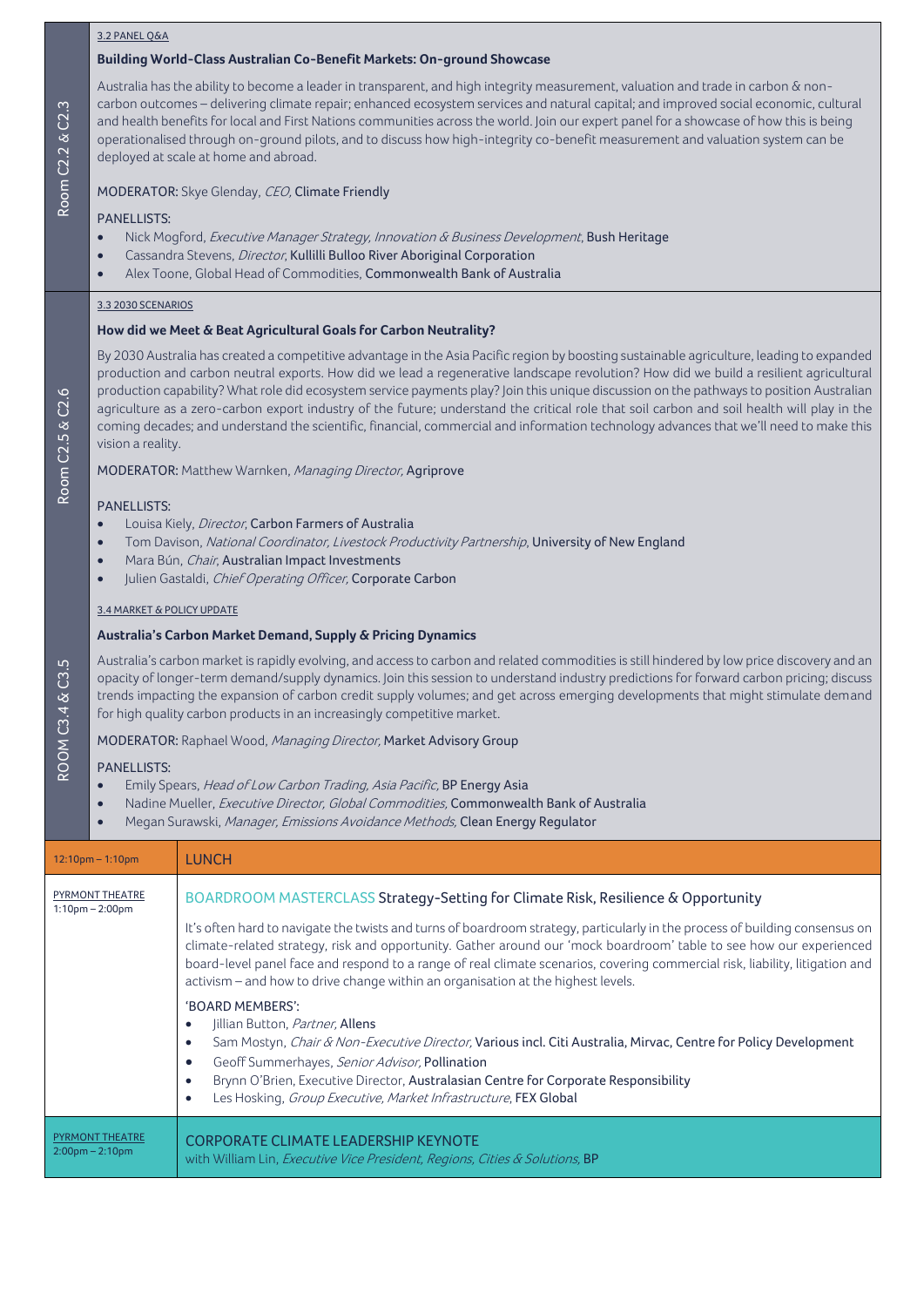**Room C2.2 & C2.3**

3.2 PANEL Q&A

### Building World-Class Australian Co-Benefit Markets: On-ground Showcase

Australia has the ability to become a leader in transparent, and high integrity measurement, valuation and trade in carbon & non-carbon outcomes – delivering climate repair; enhanced ecosystem services and natural capital; and improved social economic, cultural and health benefits for local and First Nations communities across the world. Join our expert panel for a showcase of how this is being operationalised through on-ground pilots, and to discuss how high-integrity co-benefit measurement and valuation system can be deployed at scale at home and abroad.

MODERATOR: Skye Glenday, *CEO*, Climate Friendly

PANELLISTS:

- Nick Mogford, *Executive Manager Strategy, Innovation & Business Development*, Bush Heritage
- Cassandra Stevens, *Director*, Kullilli Bulloo River Aboriginal Corporation
- Alex Toone, Global Head of Commodities, Commonwealth Bank of Australia

**Room C2.5 & C2.6**

3.3 2030 SCENARIOS

### How did we Meet & Beat Agricultural Goals for Carbon Neutrality?

By 2030 Australia has created a competitive advantage in the Asia Pacific region by boosting sustainable agriculture, leading to expanded production and carbon neutral exports. How did we lead a regenerative landscape revolution? How did we build a resilient agricultural production capability? What role did ecosystem service payments play? Join this unique discussion on the pathways to position Australian agriculture as a zero-carbon export industry of the future; understand the critical role that soil carbon and soil health will play in the coming decades; and understand the scientific, financial, commercial and information technology advances that we'll need to make this vision a reality.

MODERATOR: Matthew Warnken, *Managing Director*, Agriprove

PANELLISTS:

- Louisa Kiely, *Director*, Carbon Farmers of Australia
- Tom Davison, *National Coordinator, Livestock Productivity Partnership*, University of New England
- Mara Bún, *Chair*, Australian Impact Investments
- Julien Gastaldi, *Chief Operating Officer*, Corporate Carbon

**ROOM C3.4 & C3.5**

3.4 MARKET & POLICY UPDATE

### Australia's Carbon Market Demand, Supply & Pricing Dynamics

Australia's carbon market is rapidly evolving, and access to carbon and related commodities is still hindered by low price discovery and an opacity of longer-term demand/supply dynamics. Join this session to understand industry predictions for forward carbon pricing; discuss trends impacting the expansion of carbon credit supply volumes; and get across emerging developments that might stimulate demand for high quality carbon products in an increasingly competitive market.

MODERATOR: Raphael Wood, *Managing Director*, Market Advisory Group

PANELLISTS:

- Emily Spears, *Head of Low Carbon Trading, Asia Pacific*, BP Energy Asia
- Nadine Mueller, *Executive Director, Global Commodities*, Commonwealth Bank of Australia
- Megan Surawski, *Manager, Emissions Avoidance Methods*, Clean Energy Regulator

---

**12:10pm – 1:10pm** — LUNCH

---

**PYRMONT THEATRE**
**1:10pm – 2:00pm**

### BOARDROOM MASTERCLASS Strategy-Setting for Climate Risk, Resilience & Opportunity

It's often hard to navigate the twists and turns of boardroom strategy, particularly in the process of building consensus on climate-related strategy, risk and opportunity. Gather around our 'mock boardroom' table to see how our experienced board-level panel face and respond to a range of real climate scenarios, covering commercial risk, liability, litigation and activism – and how to drive change within an organisation at the highest levels.

'BOARD MEMBERS':

- Jillian Button, *Partner*, Allens
- Sam Mostyn, *Chair & Non-Executive Director*, Various incl. Citi Australia, Mirvac, Centre for Policy Development
- Geoff Summerhayes, *Senior Advisor*, Pollination
- Brynn O'Brien, Executive Director, Australasian Centre for Corporate Responsibility
- Les Hosking, *Group Executive, Market Infrastructure*, FEX Global

---

**PYRMONT THEATRE**
**2:00pm – 2:10pm**

### CORPORATE CLIMATE LEADERSHIP KEYNOTE

with William Lin, *Executive Vice President, Regions, Cities & Solutions*, BP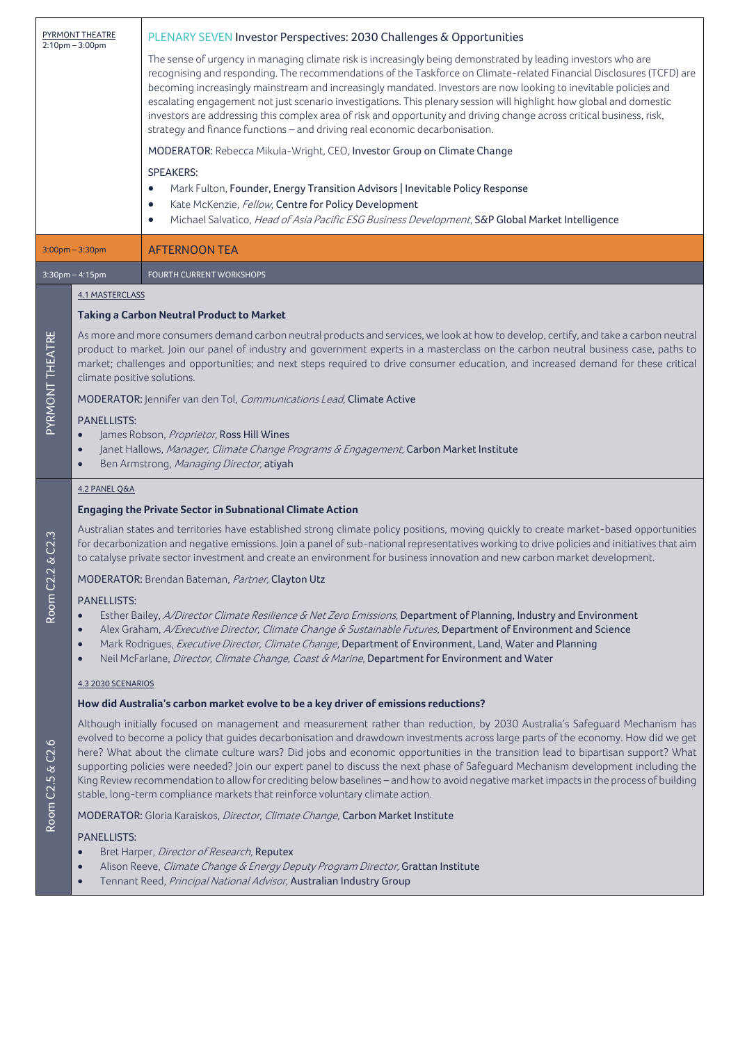**PYRMONT THEATRE**
2:10pm – 3:00pm

## PLENARY SEVEN Investor Perspectives: 2030 Challenges & Opportunities

The sense of urgency in managing climate risk is increasingly being demonstrated by leading investors who are recognising and responding. The recommendations of the Taskforce on Climate-related Financial Disclosures (TCFD) are becoming increasingly mainstream and increasingly mandated. Investors are now looking to inevitable policies and escalating engagement not just scenario investigations. This plenary session will highlight how global and domestic investors are addressing this complex area of risk and opportunity and driving change across critical business, risk, strategy and finance functions – and driving real economic decarbonisation.

MODERATOR: Rebecca Mikula-Wright, CEO, **Investor Group on Climate Change**

SPEAKERS:

- Mark Fulton, **Founder, Energy Transition Advisors | Inevitable Policy Response**
- Kate McKenzie, *Fellow*, **Centre for Policy Development**
- Michael Salvatico, *Head of Asia Pacific ESG Business Development*, **S&P Global Market Intelligence**

3:00pm – 3:30pm — **AFTERNOON TEA**

3:30pm – 4:15pm — **FOURTH CURRENT WORKSHOPS**

**PYRMONT THEATRE**

4.1 MASTERCLASS

### Taking a Carbon Neutral Product to Market

As more and more consumers demand carbon neutral products and services, we look at how to develop, certify, and take a carbon neutral product to market. Join our panel of industry and government experts in a masterclass on the carbon neutral business case, paths to market; challenges and opportunities; and next steps required to drive consumer education, and increased demand for these critical climate positive solutions.

MODERATOR: Jennifer van den Tol, *Communications Lead*, **Climate Active**

PANELLISTS:

- James Robson, *Proprietor*, **Ross Hill Wines**
- Janet Hallows, *Manager, Climate Change Programs & Engagement*, **Carbon Market Institute**
- Ben Armstrong, *Managing Director*, **atiyah**

**Room C2.2 & C2.3**

4.2 PANEL Q&A

### Engaging the Private Sector in Subnational Climate Action

Australian states and territories have established strong climate policy positions, moving quickly to create market-based opportunities for decarbonization and negative emissions. Join a panel of sub-national representatives working to drive policies and initiatives that aim to catalyse private sector investment and create an environment for business innovation and new carbon market development.

MODERATOR: Brendan Bateman, *Partner*, **Clayton Utz**

PANELLISTS:

- Esther Bailey, *A/Director Climate Resilience & Net Zero Emissions*, **Department of Planning, Industry and Environment**
- Alex Graham, *A/Executive Director, Climate Change & Sustainable Futures*, **Department of Environment and Science**
- Mark Rodrigues, *Executive Director, Climate Change*, **Department of Environment, Land, Water and Planning**
- Neil McFarlane, *Director, Climate Change, Coast & Marine*, **Department for Environment and Water**

**Room C2.5 & C2.6**

4.3 2030 SCENARIOS

### How did Australia's carbon market evolve to be a key driver of emissions reductions?

Although initially focused on management and measurement rather than reduction, by 2030 Australia's Safeguard Mechanism has evolved to become a policy that guides decarbonisation and drawdown investments across large parts of the economy. How did we get here? What about the climate culture wars? Did jobs and economic opportunities in the transition lead to bipartisan support? What supporting policies were needed? Join our expert panel to discuss the next phase of Safeguard Mechanism development including the King Review recommendation to allow for crediting below baselines – and how to avoid negative market impacts in the process of building stable, long-term compliance markets that reinforce voluntary climate action.

MODERATOR: Gloria Karaiskos, *Director, Climate Change*, **Carbon Market Institute**

PANELLISTS:

- Bret Harper, *Director of Research*, **Reputex**
- Alison Reeve, *Climate Change & Energy Deputy Program Director*, **Grattan Institute**
- Tennant Reed, *Principal National Advisor*, **Australian Industry Group**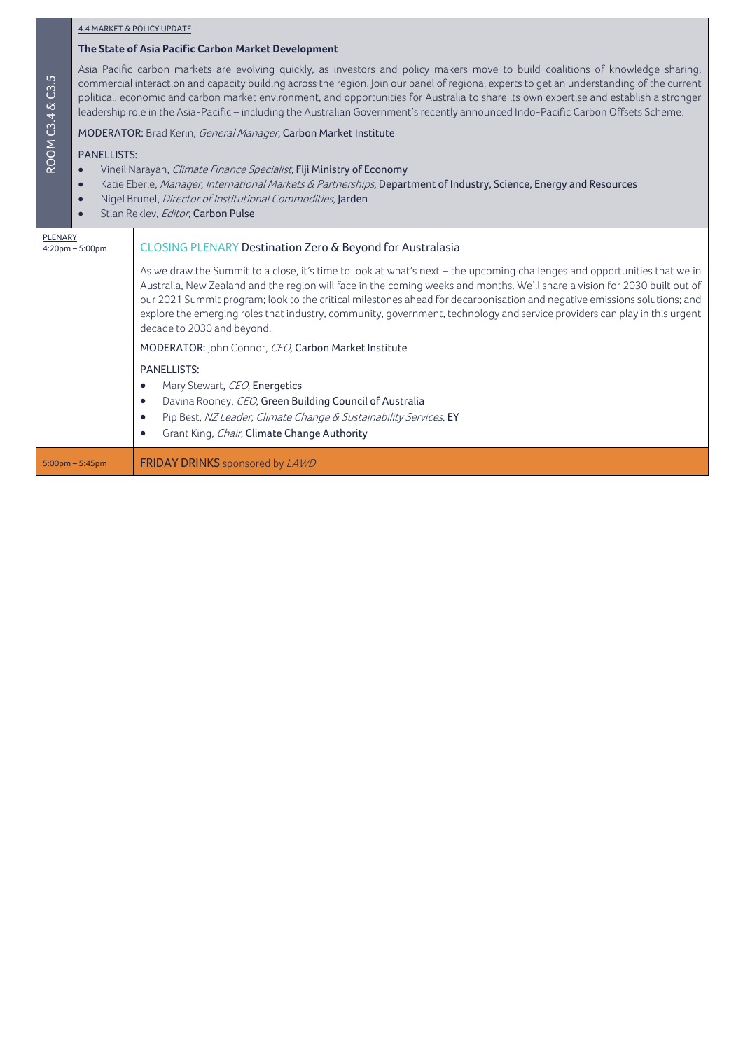ROOM C3.4 & C3.5

4.4 MARKET & POLICY UPDATE

**The State of Asia Pacific Carbon Market Development**

Asia Pacific carbon markets are evolving quickly, as investors and policy makers move to build coalitions of knowledge sharing, commercial interaction and capacity building across the region. Join our panel of regional experts to get an understanding of the current political, economic and carbon market environment, and opportunities for Australia to share its own expertise and establish a stronger leadership role in the Asia-Pacific – including the Australian Government's recently announced Indo-Pacific Carbon Offsets Scheme.

MODERATOR: Brad Kerin, *General Manager*, Carbon Market Institute

PANELLISTS:

- Vineil Narayan, *Climate Finance Specialist*, Fiji Ministry of Economy
- Katie Eberle, *Manager, International Markets & Partnerships*, Department of Industry, Science, Energy and Resources
- Nigel Brunel, *Director of Institutional Commodities*, Jarden
- Stian Reklev, *Editor*, Carbon Pulse

PLENARY
4:20pm – 5:00pm

**CLOSING PLENARY Destination Zero & Beyond for Australasia**

As we draw the Summit to a close, it's time to look at what's next – the upcoming challenges and opportunities that we in Australia, New Zealand and the region will face in the coming weeks and months. We'll share a vision for 2030 built out of our 2021 Summit program; look to the critical milestones ahead for decarbonisation and negative emissions solutions; and explore the emerging roles that industry, community, government, technology and service providers can play in this urgent decade to 2030 and beyond.

MODERATOR: John Connor, *CEO*, Carbon Market Institute

PANELLISTS:

- Mary Stewart, *CEO*, Energetics
- Davina Rooney, *CEO*, Green Building Council of Australia
- Pip Best, *NZ Leader, Climate Change & Sustainability Services*, EY
- Grant King, *Chair*, Climate Change Authority

5:00pm – 5:45pm

**FRIDAY DRINKS** sponsored by *LAWD*